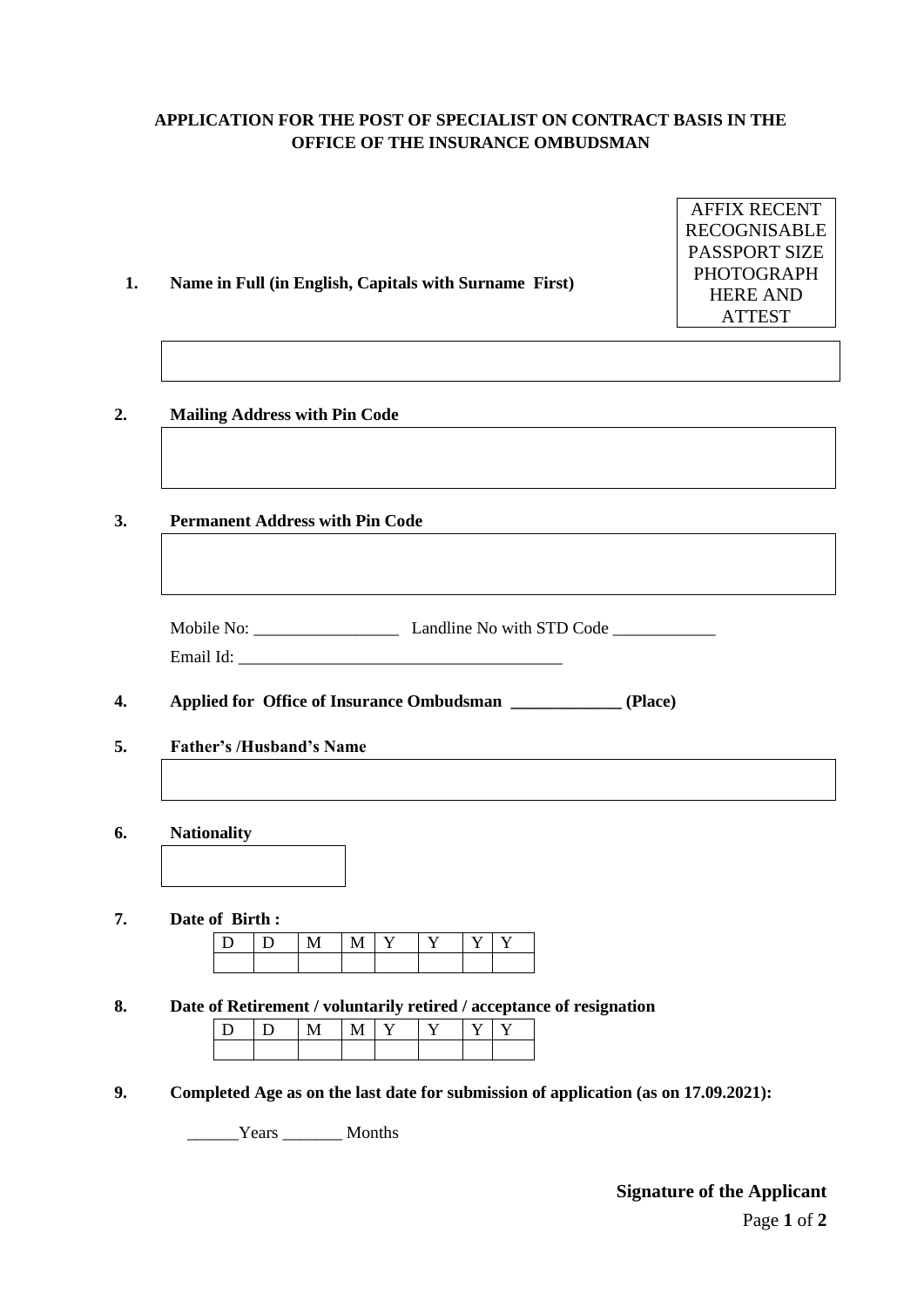**APPLICATION FOR THE POST OF SPECIALIST ON CONTRACT BASIS IN THE OFFICE OF THE INSURANCE OMBUDSMAN**

AFFIX RECENT RECOGNISABLE PASSPORT SIZE PHOTOGRAPH HERE AND ATTEST

**1. Name in Full (in English, Capitals with Surname First)**

**2. Mailing Address with Pin Code**

**3. Permanent Address with Pin Code**

Mobile No: _________________ Landline No with STD Code ____________

Email Id: ______________________________________

**4. Applied for Office of Insurance Ombudsman _____________ (Place)**

**5. Father's /Husband's Name**

**6. Nationality**

**7. Date of Birth :**

| D | D | M | M | Y | Y | Y | Y |
|---|---|---|---|---|---|---|---|
| | | | | | | | |

**8. Date of Retirement / voluntarily retired / acceptance of resignation**

| D | D | M | M | Y | Y | Y | Y |
|---|---|---|---|---|---|---|---|
| | | | | | | | |

**9. Completed Age as on the last date for submission of application (as on 17.09.2021):**

______Years _______ Months

**Signature of the Applicant**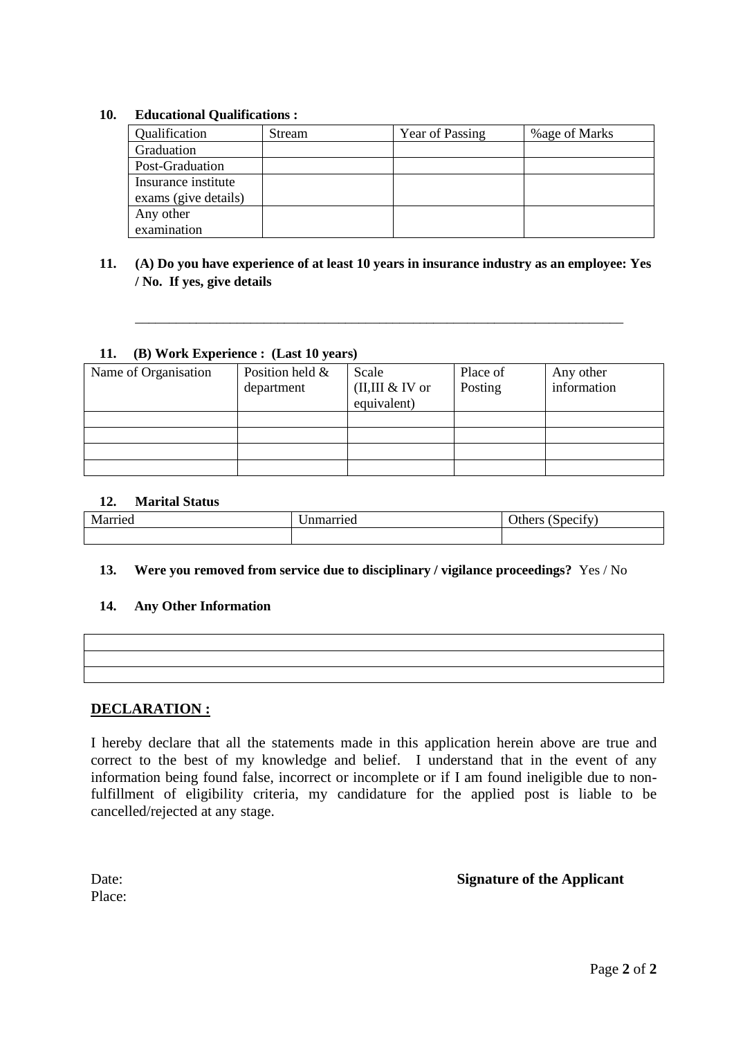**10. Educational Qualifications :**

| Qualification | Stream | Year of Passing | %age of Marks |
|---|---|---|---|
| Graduation | | | |
| Post-Graduation | | | |
| Insurance institute exams (give details) | | | |
| Any other examination | | | |

**11. (A) Do you have experience of at least 10 years in insurance industry as an employee: Yes / No. If yes, give details**

\_\_\_\_\_\_\_\_\_\_\_\_\_\_\_\_\_\_\_\_\_\_\_\_\_\_\_\_\_\_\_\_\_\_\_\_\_\_\_\_\_\_\_\_\_\_\_\_\_\_\_\_\_\_\_\_\_\_\_\_\_\_\_\_\_\_\_\_\_\_

**11. (B) Work Experience : (Last 10 years)**

| Name of Organisation | Position held & department | Scale (II,III & IV or equivalent) | Place of Posting | Any other information |
|---|---|---|---|---|
| | | | | |
| | | | | |
| | | | | |
| | | | | |

**12. Marital Status**

| Married | Unmarried | Others (Specify) |
|---|---|---|
| | | |

**13. Were you removed from service due to disciplinary / vigilance proceedings?** Yes / No

**14. Any Other Information**

| |
|---|
| |
| |
| |

## DECLARATION :

I hereby declare that all the statements made in this application herein above are true and correct to the best of my knowledge and belief. I understand that in the event of any information being found false, incorrect or incomplete or if I am found ineligible due to non-fulfillment of eligibility criteria, my candidature for the applied post is liable to be cancelled/rejected at any stage.

Date:

Place:

**Signature of the Applicant**